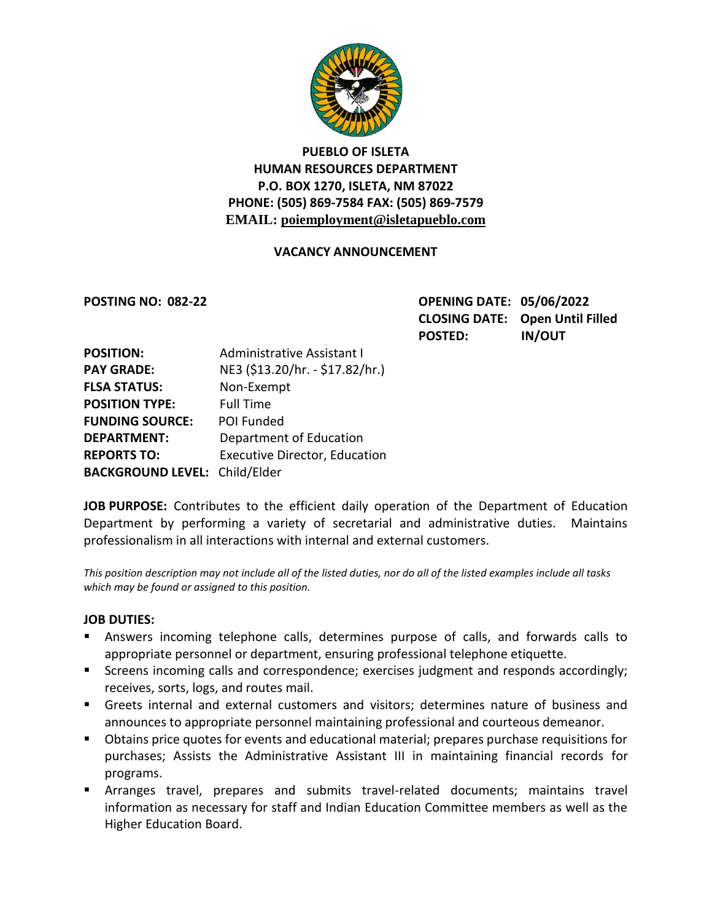**PUEBLO OF ISLETA**
**HUMAN RESOURCES DEPARTMENT**
**P.O. BOX 1270, ISLETA, NM 87022**
**PHONE: (505) 869-7584 FAX: (505) 869-7579**
**EMAIL: poiemployment@isletapueblo.com**

**VACANCY ANNOUNCEMENT**

**POSTING NO: 082-22**

**OPENING DATE: 05/06/2022**
**CLOSING DATE: Open Until Filled**
**POSTED: IN/OUT**

**POSITION:** Administrative Assistant I
**PAY GRADE:** NE3 ($13.20/hr. - $17.82/hr.)
**FLSA STATUS:** Non-Exempt
**POSITION TYPE:** Full Time
**FUNDING SOURCE:** POI Funded
**DEPARTMENT:** Department of Education
**REPORTS TO:** Executive Director, Education
**BACKGROUND LEVEL:** Child/Elder

**JOB PURPOSE:** Contributes to the efficient daily operation of the Department of Education Department by performing a variety of secretarial and administrative duties. Maintains professionalism in all interactions with internal and external customers.

*This position description may not include all of the listed duties, nor do all of the listed examples include all tasks which may be found or assigned to this position.*

**JOB DUTIES:**

- Answers incoming telephone calls, determines purpose of calls, and forwards calls to appropriate personnel or department, ensuring professional telephone etiquette.
- Screens incoming calls and correspondence; exercises judgment and responds accordingly; receives, sorts, logs, and routes mail.
- Greets internal and external customers and visitors; determines nature of business and announces to appropriate personnel maintaining professional and courteous demeanor.
- Obtains price quotes for events and educational material; prepares purchase requisitions for purchases; Assists the Administrative Assistant III in maintaining financial records for programs.
- Arranges travel, prepares and submits travel-related documents; maintains travel information as necessary for staff and Indian Education Committee members as well as the Higher Education Board.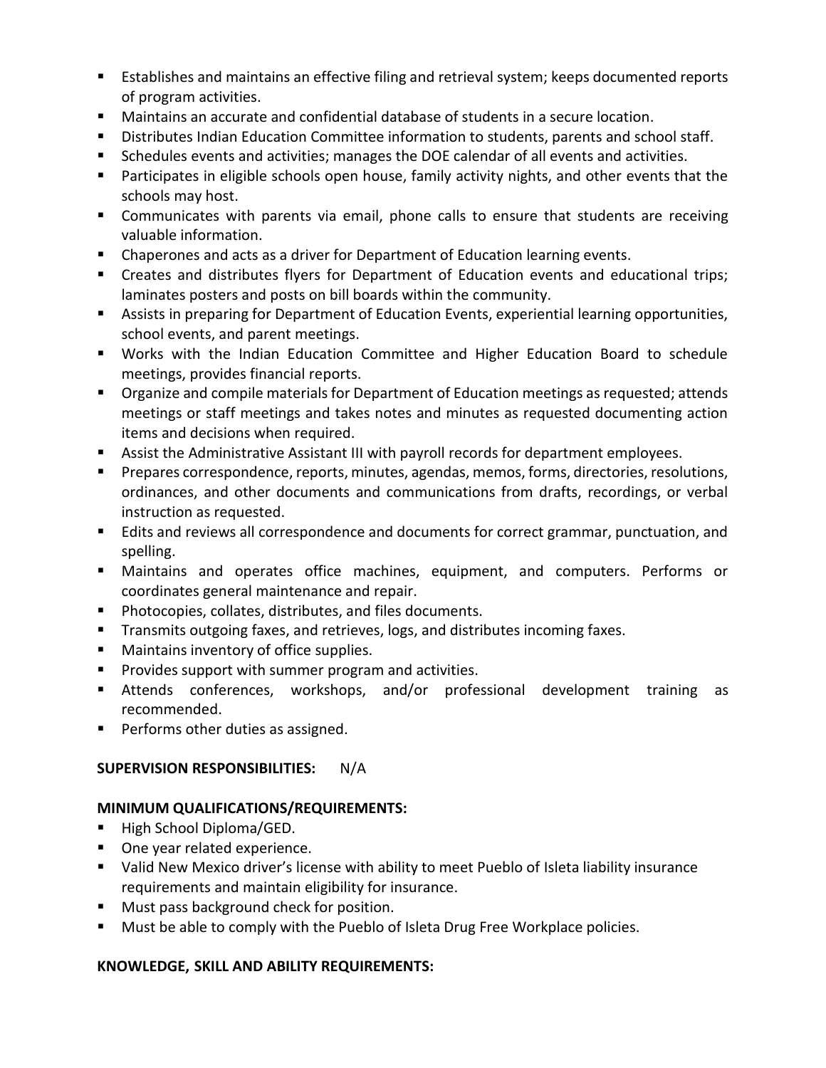- Establishes and maintains an effective filing and retrieval system; keeps documented reports of program activities.
- Maintains an accurate and confidential database of students in a secure location.
- Distributes Indian Education Committee information to students, parents and school staff.
- Schedules events and activities; manages the DOE calendar of all events and activities.
- Participates in eligible schools open house, family activity nights, and other events that the schools may host.
- Communicates with parents via email, phone calls to ensure that students are receiving valuable information.
- Chaperones and acts as a driver for Department of Education learning events.
- Creates and distributes flyers for Department of Education events and educational trips; laminates posters and posts on bill boards within the community.
- Assists in preparing for Department of Education Events, experiential learning opportunities, school events, and parent meetings.
- Works with the Indian Education Committee and Higher Education Board to schedule meetings, provides financial reports.
- Organize and compile materials for Department of Education meetings as requested; attends meetings or staff meetings and takes notes and minutes as requested documenting action items and decisions when required.
- Assist the Administrative Assistant III with payroll records for department employees.
- Prepares correspondence, reports, minutes, agendas, memos, forms, directories, resolutions, ordinances, and other documents and communications from drafts, recordings, or verbal instruction as requested.
- Edits and reviews all correspondence and documents for correct grammar, punctuation, and spelling.
- Maintains and operates office machines, equipment, and computers. Performs or coordinates general maintenance and repair.
- Photocopies, collates, distributes, and files documents.
- Transmits outgoing faxes, and retrieves, logs, and distributes incoming faxes.
- Maintains inventory of office supplies.
- Provides support with summer program and activities.
- Attends conferences, workshops, and/or professional development training as recommended.
- Performs other duties as assigned.

**SUPERVISION RESPONSIBILITIES:** N/A

**MINIMUM QUALIFICATIONS/REQUIREMENTS:**

- High School Diploma/GED.
- One year related experience.
- Valid New Mexico driver's license with ability to meet Pueblo of Isleta liability insurance requirements and maintain eligibility for insurance.
- Must pass background check for position.
- Must be able to comply with the Pueblo of Isleta Drug Free Workplace policies.

**KNOWLEDGE, SKILL AND ABILITY REQUIREMENTS:**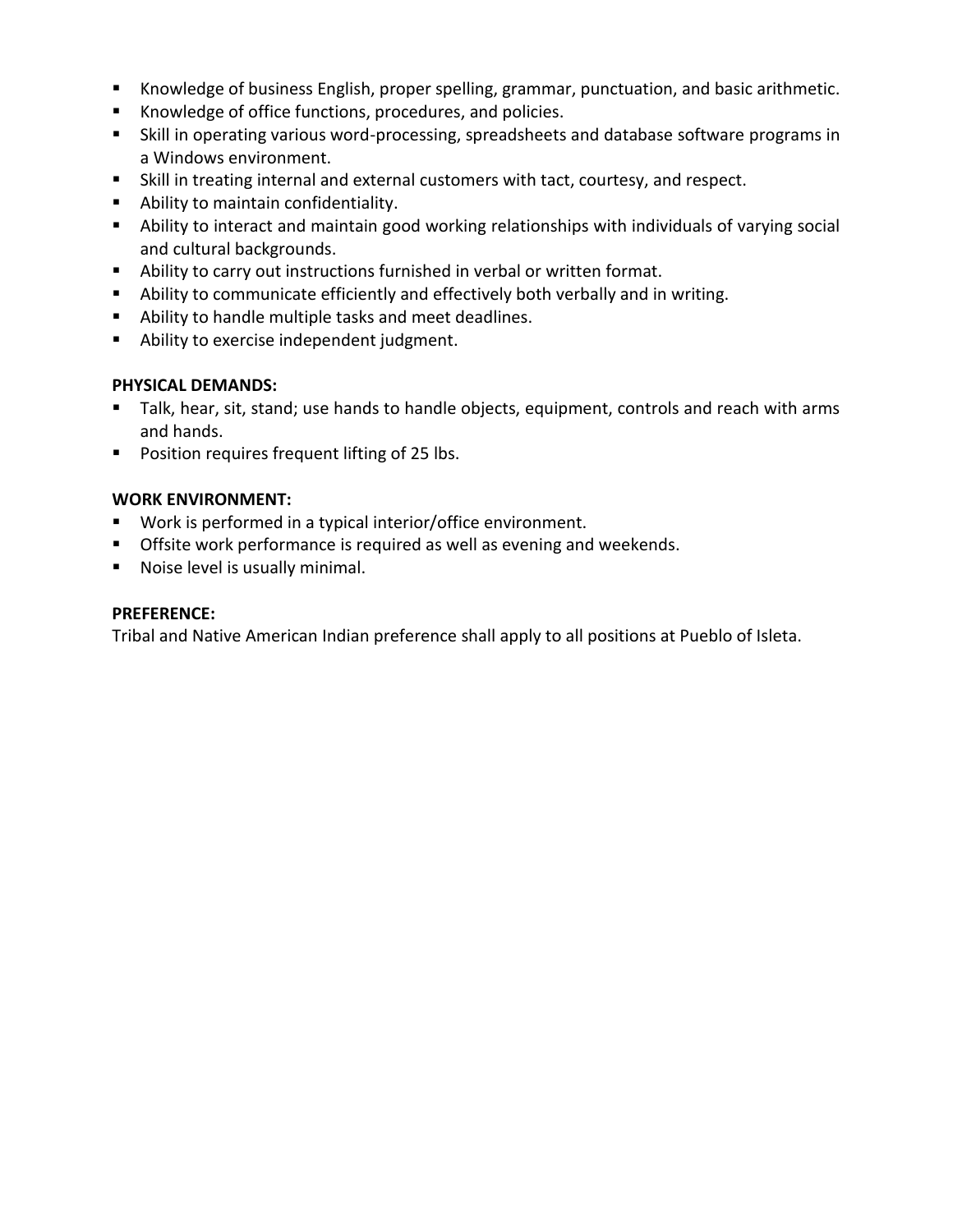- Knowledge of business English, proper spelling, grammar, punctuation, and basic arithmetic.
- Knowledge of office functions, procedures, and policies.
- Skill in operating various word-processing, spreadsheets and database software programs in a Windows environment.
- Skill in treating internal and external customers with tact, courtesy, and respect.
- Ability to maintain confidentiality.
- Ability to interact and maintain good working relationships with individuals of varying social and cultural backgrounds.
- Ability to carry out instructions furnished in verbal or written format.
- Ability to communicate efficiently and effectively both verbally and in writing.
- Ability to handle multiple tasks and meet deadlines.
- Ability to exercise independent judgment.

**PHYSICAL DEMANDS:**

- Talk, hear, sit, stand; use hands to handle objects, equipment, controls and reach with arms and hands.
- Position requires frequent lifting of 25 lbs.

**WORK ENVIRONMENT:**

- Work is performed in a typical interior/office environment.
- Offsite work performance is required as well as evening and weekends.
- Noise level is usually minimal.

**PREFERENCE:**

Tribal and Native American Indian preference shall apply to all positions at Pueblo of Isleta.